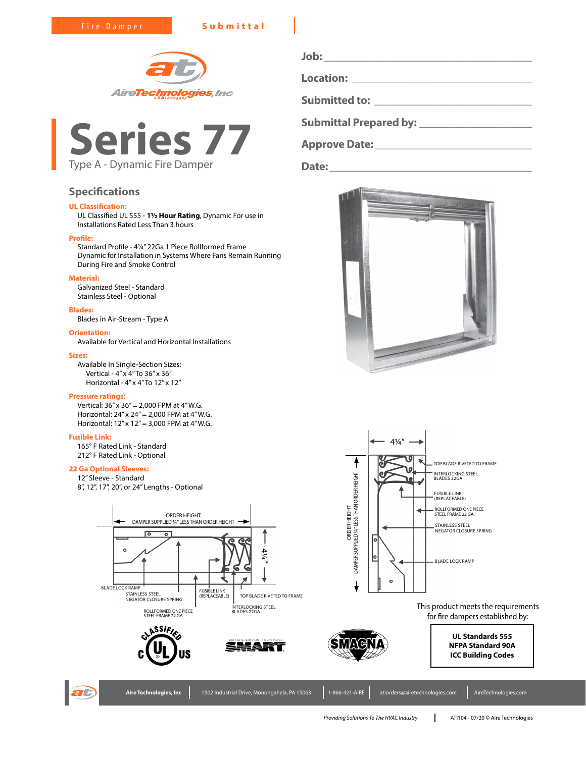Fire Damper **Submittal**

AireTechnologies, Inc

# Series 77

Type A - Dynamic Fire Damper

**Job:** ______________________

**Location:** ______________________

**Submitted to:** ______________________

**Submittal Prepared by:** ______________________

**Approve Date:** ______________________

**Date:** ______________________

## Specifications

**UL Classification:**
UL Classified UL 555 - **1½ Hour Rating**, Dynamic For use in Installations Rated Less Than 3 hours

**Profile:**
Standard Profile - 4¼" 22Ga 1 Piece Rollformed Frame
Dynamic for Installation in Systems Where Fans Remain Running During Fire and Smoke Control

**Material:**
Galvanized Steel - Standard
Stainless Steel - Optional

**Blades:**
Blades in Air-Stream - Type A

**Orientation:**
Available for Vertical and Horizontal Installations

**Sizes:**
Available In Single-Section Sizes:
- Vertical - 4" x 4" To 36" x 36"
- Horizontal - 4" x 4" To 12" x 12"

**Pressure ratings:**
Vertical: 36" x 36" = 2,000 FPM at 4" W.G.
Horizontal: 24" x 24" = 2,000 FPM at 4" W.G.
Horizontal: 12" x 12" = 3,000 FPM at 4" W.G.

**Fusible Link:**
165° F Rated Link - Standard
212° F Rated Link - Optional

**22 Ga Optional Sleeves:**
12" Sleeve - Standard
8", 12", 17", 20", or 24" Lengths - Optional

ORDER HEIGHT
DAMPER SUPPLIED ¼" LESS THAN ORDER HEIGHT
4¼"
BLADE LOCK RAMP
STAINLESS STEEL NEGATOR CLOSURE SPRING
ROLLFORMED ONE PIECE STEEL FRAME 22 GA.
FUSIBLE LINK (REPLACEABLE)
TOP BLADE RIVETED TO FRAME
INTERLOCKING STEEL BLADES 22GA.

4¼"
ORDER HEIGHT
DAMPER SUPPLIED ¼" LESS THAN ORDER HEIGHT
TOP BLADE RIVETED TO FRAME
INTERLOCKING STEEL BLADES 22GA.
FUSIBLE LINK (REPLACEABLE)
ROLLFORMED ONE PIECE STEEL FRAME 22 GA.
STAINLESS STEEL NEGATOR CLOSURE SPRING
BLADE LOCK RAMP

This product meets the requirements for fire dampers established by:

**UL Standards 555**
**NFPA Standard 90A**
**ICC Building Codes**

Aire Technologies, Inc | 1502 Industrial Drive, Monongahela, PA 15063 | 1-866-421-AIRE | atiorders@airetechnologies.com | AireTechnologies.com

*Providing Solutions To The HVAC Industry* | ATI104 - 07/20 © Aire Technologies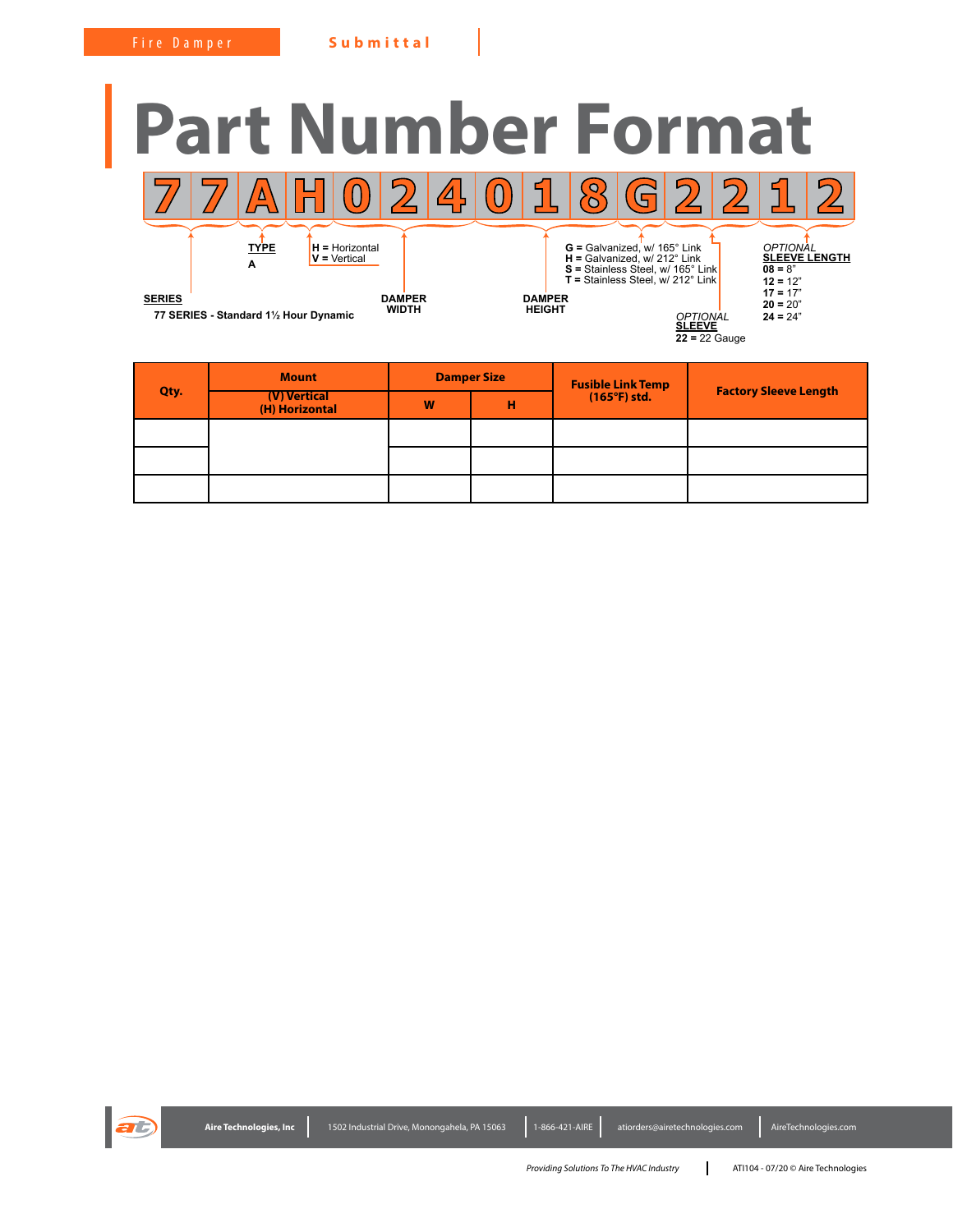# Part Number Format

| 7 | 7 | A | H | 0 | 2 | 4 | 0 | 1 | 8 | G | 2 | 2 | 1 | 2 |
|---|---|---|---|---|---|---|---|---|---|---|---|---|---|---|

**SERIES**
77 SERIES - Standard 1½ Hour Dynamic

**TYPE**
A

**H** = Horizontal
**V** = Vertical

**DAMPER WIDTH**

**DAMPER HEIGHT**

**G** = Galvanized, w/ 165° Link
**H** = Galvanized, w/ 212° Link
**S** = Stainless Steel, w/ 165° Link
**T** = Stainless Steel, w/ 212° Link

*OPTIONAL* **SLEEVE**
**22** = 22 Gauge

*OPTIONAL* **SLEEVE LENGTH**
**08** = 8"
**12** = 12"
**17** = 17"
**20** = 20"
**24** = 24"

| Qty. | Mount | Damper Size | | Fusible Link Temp (165°F) std. | Factory Sleeve Length |
|---|---|---|---|---|---|
| | (V) Vertical (H) Horizontal | W | H | | |
| | | | | | |
| | | | | | |
| | | | | | |